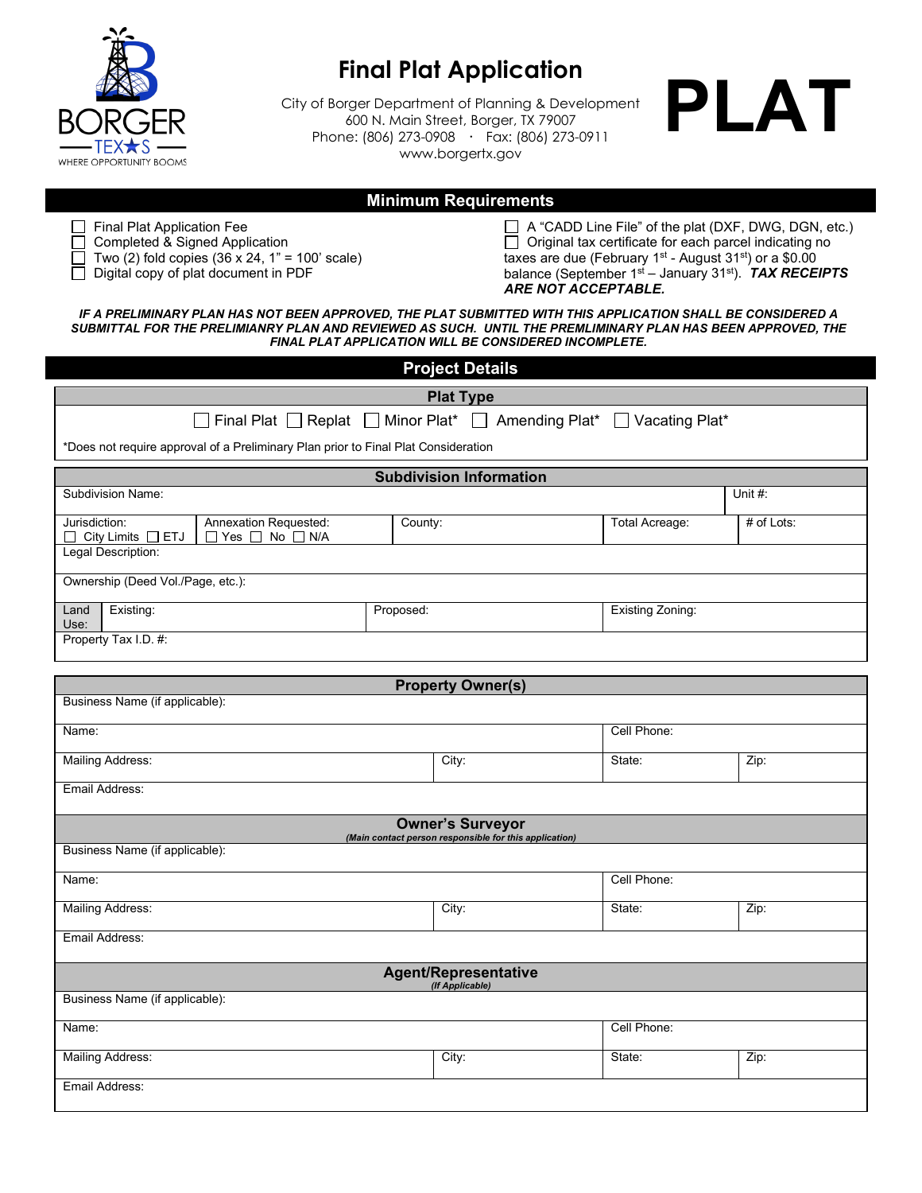BORGER TEXAS — WHERE OPPORTUNITY BOOMS

# Final Plat Application

City of Borger Department of Planning & Development
600 N. Main Street, Borger, TX 79007
Phone: (806) 273-0908 · Fax: (806) 273-0911
www.borgertx.gov

**PLAT**

## Minimum Requirements

- ☐ Final Plat Application Fee
- ☐ Completed & Signed Application
- ☐ Two (2) fold copies (36 x 24, 1" = 100' scale)
- ☐ Digital copy of plat document in PDF
- ☐ A "CADD Line File" of the plat (DXF, DWG, DGN, etc.)
- ☐ Original tax certificate for each parcel indicating no taxes are due (February 1st - August 31st) or a $0.00 balance (September 1st – January 31st). ***TAX RECEIPTS ARE NOT ACCEPTABLE.***

***IF A PRELIMINARY PLAN HAS NOT BEEN APPROVED, THE PLAT SUBMITTED WITH THIS APPLICATION SHALL BE CONSIDERED A SUBMITTAL FOR THE PRELIMIANRY PLAN AND REVIEWED AS SUCH. UNTIL THE PREMLIMINARY PLAN HAS BEEN APPROVED, THE FINAL PLAT APPLICATION WILL BE CONSIDERED INCOMPLETE.***

## Project Details

### Plat Type

☐ Final Plat ☐ Replat ☐ Minor Plat* ☐ Amending Plat* ☐ Vacating Plat*

*Does not require approval of a Preliminary Plan prior to Final Plat Consideration

### Subdivision Information

| | | | | |
|---|---|---|---|---|
| Subdivision Name: | | | | Unit #: |
| Jurisdiction: ☐ City Limits ☐ ETJ | Annexation Requested: ☐ Yes ☐ No ☐ N/A | County: | Total Acreage: | # of Lots: |
| Legal Description: | | | | |
| Ownership (Deed Vol./Page, etc.): | | | | |
| Land Use: Existing: | | Proposed: | Existing Zoning: | |
| Property Tax I.D. #: | | | | |

### Property Owner(s)

| | | | |
|---|---|---|---|
| Business Name (if applicable): | | | |
| Name: | | Cell Phone: | |
| Mailing Address: | City: | State: | Zip: |
| Email Address: | | | |

### Owner's Surveyor
*(Main contact person responsible for this application)*

| | | | |
|---|---|---|---|
| Business Name (if applicable): | | | |
| Name: | | Cell Phone: | |
| Mailing Address: | City: | State: | Zip: |
| Email Address: | | | |

### Agent/Representative
*(If Applicable)*

| | | | |
|---|---|---|---|
| Business Name (if applicable): | | | |
| Name: | | Cell Phone: | |
| Mailing Address: | City: | State: | Zip: |
| Email Address: | | | |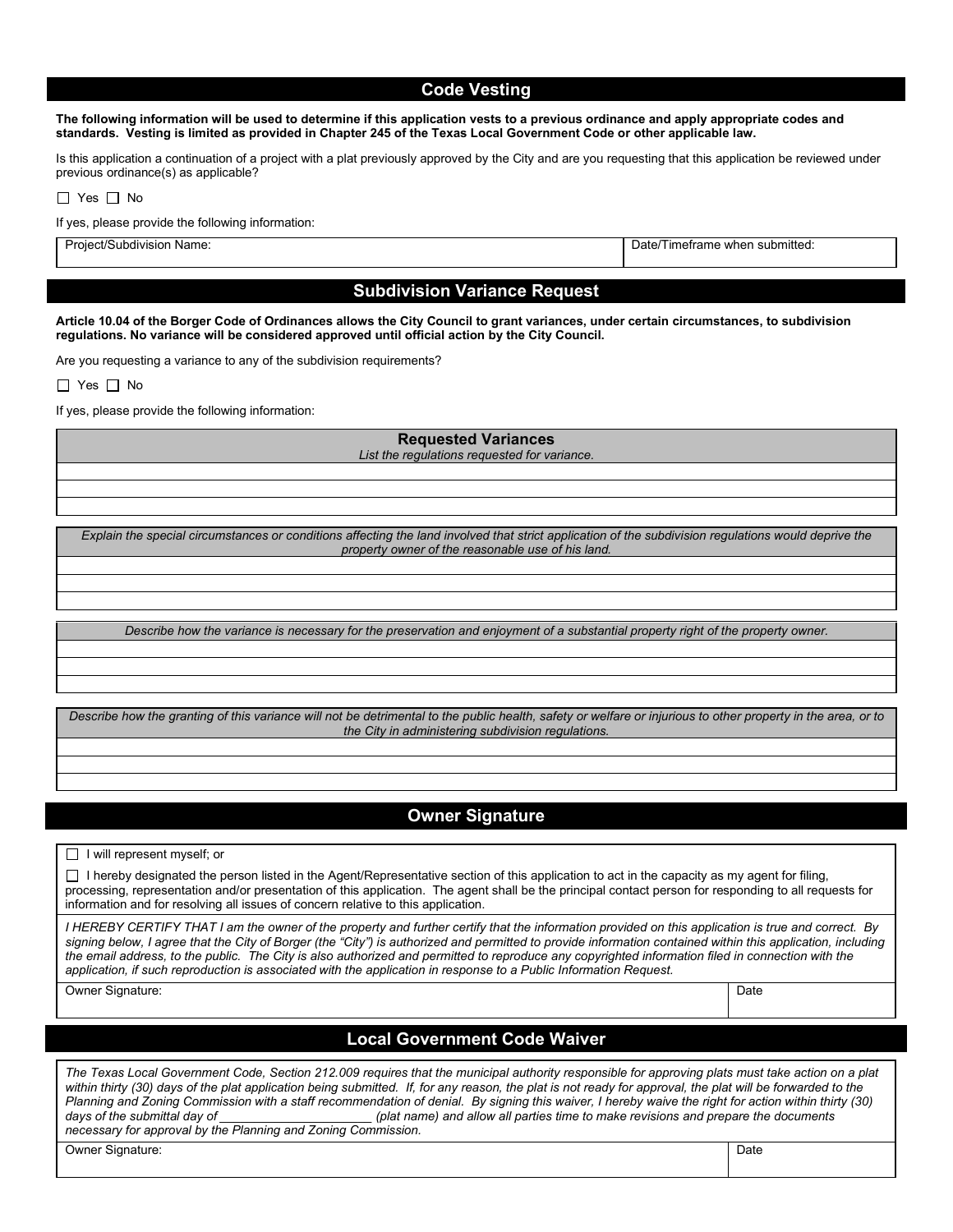## Code Vesting

**The following information will be used to determine if this application vests to a previous ordinance and apply appropriate codes and standards. Vesting is limited as provided in Chapter 245 of the Texas Local Government Code or other applicable law.**

Is this application a continuation of a project with a plat previously approved by the City and are you requesting that this application be reviewed under previous ordinance(s) as applicable?

☐ Yes ☐ No

If yes, please provide the following information:

| Project/Subdivision Name: | Date/Timeframe when submitted: |
|---|---|
| | |

## Subdivision Variance Request

**Article 10.04 of the Borger Code of Ordinances allows the City Council to grant variances, under certain circumstances, to subdivision regulations. No variance will be considered approved until official action by the City Council.**

Are you requesting a variance to any of the subdivision requirements?

☐ Yes ☐ No

If yes, please provide the following information:

| **Requested Variances** *List the regulations requested for variance.* |
|---|
| |
| |
| |

| *Explain the special circumstances or conditions affecting the land involved that strict application of the subdivision regulations would deprive the property owner of the reasonable use of his land.* |
|---|
| |
| |
| |

| *Describe how the variance is necessary for the preservation and enjoyment of a substantial property right of the property owner.* |
|---|
| |
| |
| |

| *Describe how the granting of this variance will not be detrimental to the public health, safety or welfare or injurious to other property in the area, or to the City in administering subdivision regulations.* |
|---|
| |
| |
| |

## Owner Signature

☐ I will represent myself; or

☐ I hereby designated the person listed in the Agent/Representative section of this application to act in the capacity as my agent for filing, processing, representation and/or presentation of this application. The agent shall be the principal contact person for responding to all requests for information and for resolving all issues of concern relative to this application.

*I HEREBY CERTIFY THAT I am the owner of the property and further certify that the information provided on this application is true and correct. By signing below, I agree that the City of Borger (the "City") is authorized and permitted to provide information contained within this application, including the email address, to the public. The City is also authorized and permitted to reproduce any copyrighted information filed in connection with the application, if such reproduction is associated with the application in response to a Public Information Request.*

| Owner Signature: | Date |
|---|---|
| | |

## Local Government Code Waiver

*The Texas Local Government Code, Section 212.009 requires that the municipal authority responsible for approving plats must take action on a plat within thirty (30) days of the plat application being submitted. If, for any reason, the plat is not ready for approval, the plat will be forwarded to the Planning and Zoning Commission with a staff recommendation of denial. By signing this waiver, I hereby waive the right for action within thirty (30) days of the submittal day of ______________________ (plat name) and allow all parties time to make revisions and prepare the documents necessary for approval by the Planning and Zoning Commission.*

| Owner Signature: | Date |
|---|---|
| | |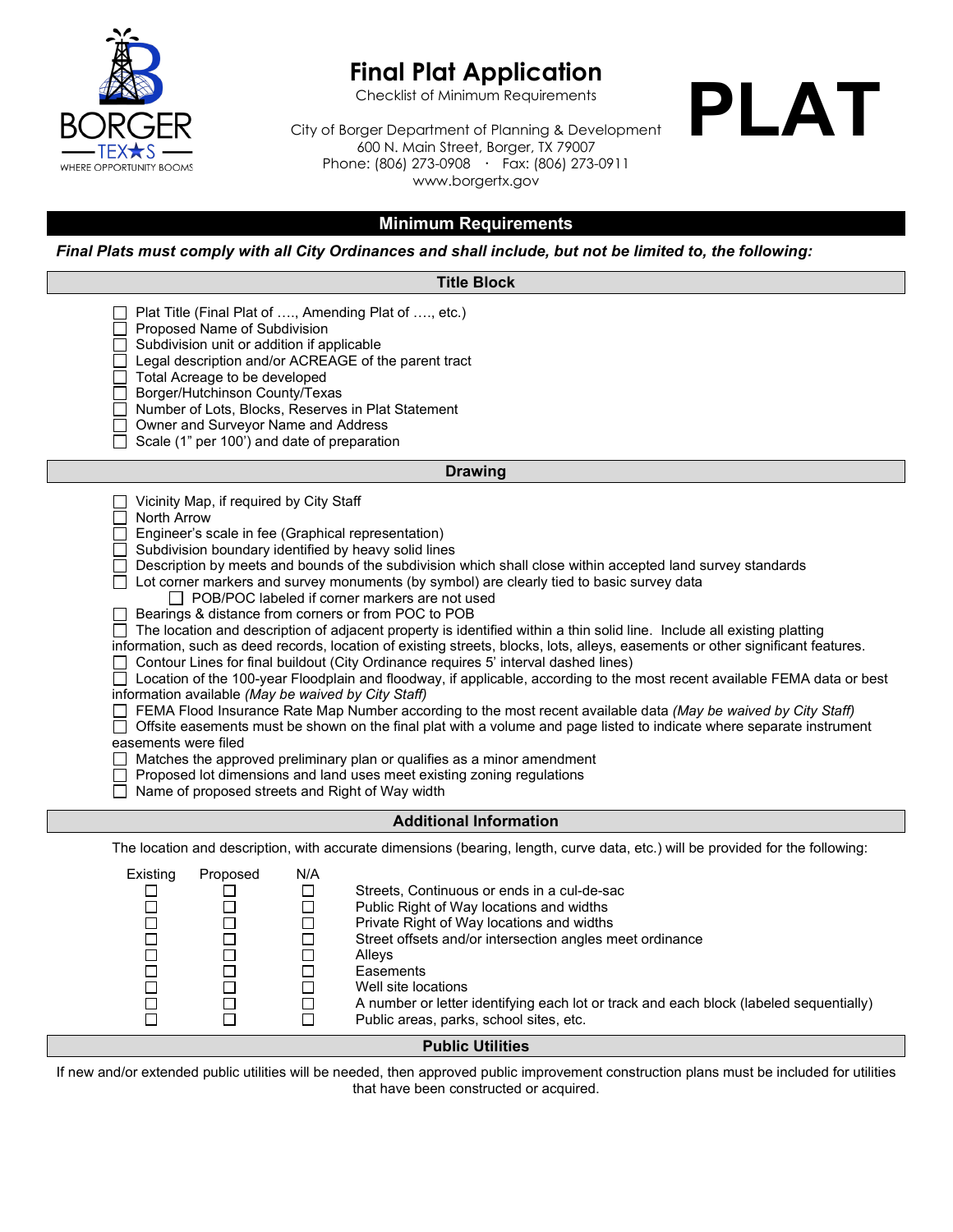# Final Plat Application

Checklist of Minimum Requirements

City of Borger Department of Planning & Development
600 N. Main Street, Borger, TX 79007
Phone: (806) 273-0908 · Fax: (806) 273-0911
www.borgertx.gov

**PLAT**

## Minimum Requirements

***Final Plats must comply with all City Ordinances and shall include, but not be limited to, the following:***

### Title Block

- ☐ Plat Title (Final Plat of …., Amending Plat of …., etc.)
- ☐ Proposed Name of Subdivision
- ☐ Subdivision unit or addition if applicable
- ☐ Legal description and/or ACREAGE of the parent tract
- ☐ Total Acreage to be developed
- ☐ Borger/Hutchinson County/Texas
- ☐ Number of Lots, Blocks, Reserves in Plat Statement
- ☐ Owner and Surveyor Name and Address
- ☐ Scale (1" per 100') and date of preparation

### Drawing

- ☐ Vicinity Map, if required by City Staff
- ☐ North Arrow
- ☐ Engineer's scale in fee (Graphical representation)
- ☐ Subdivision boundary identified by heavy solid lines
- ☐ Description by meets and bounds of the subdivision which shall close within accepted land survey standards
- ☐ Lot corner markers and survey monuments (by symbol) are clearly tied to basic survey data
  - ☐ POB/POC labeled if corner markers are not used
- ☐ Bearings & distance from corners or from POC to POB
- ☐ The location and description of adjacent property is identified within a thin solid line. Include all existing platting information, such as deed records, location of existing streets, blocks, lots, alleys, easements or other significant features.
- ☐ Contour Lines for final buildout (City Ordinance requires 5' interval dashed lines)
- ☐ Location of the 100-year Floodplain and floodway, if applicable, according to the most recent available FEMA data or best information available *(May be waived by City Staff)*
- ☐ FEMA Flood Insurance Rate Map Number according to the most recent available data *(May be waived by City Staff)*
- ☐ Offsite easements must be shown on the final plat with a volume and page listed to indicate where separate instrument easements were filed
- ☐ Matches the approved preliminary plan or qualifies as a minor amendment
- ☐ Proposed lot dimensions and land uses meet existing zoning regulations
- ☐ Name of proposed streets and Right of Way width

### Additional Information

The location and description, with accurate dimensions (bearing, length, curve data, etc.) will be provided for the following:

| Existing | Proposed | N/A | |
|---|---|---|---|
| ☐ | ☐ | ☐ | Streets, Continuous or ends in a cul-de-sac |
| ☐ | ☐ | ☐ | Public Right of Way locations and widths |
| ☐ | ☐ | ☐ | Private Right of Way locations and widths |
| ☐ | ☐ | ☐ | Street offsets and/or intersection angles meet ordinance |
| ☐ | ☐ | ☐ | Alleys |
| ☐ | ☐ | ☐ | Easements |
| ☐ | ☐ | ☐ | Well site locations |
| ☐ | ☐ | ☐ | A number or letter identifying each lot or track and each block (labeled sequentially) |
| ☐ | ☐ | ☐ | Public areas, parks, school sites, etc. |

### Public Utilities

If new and/or extended public utilities will be needed, then approved public improvement construction plans must be included for utilities that have been constructed or acquired.